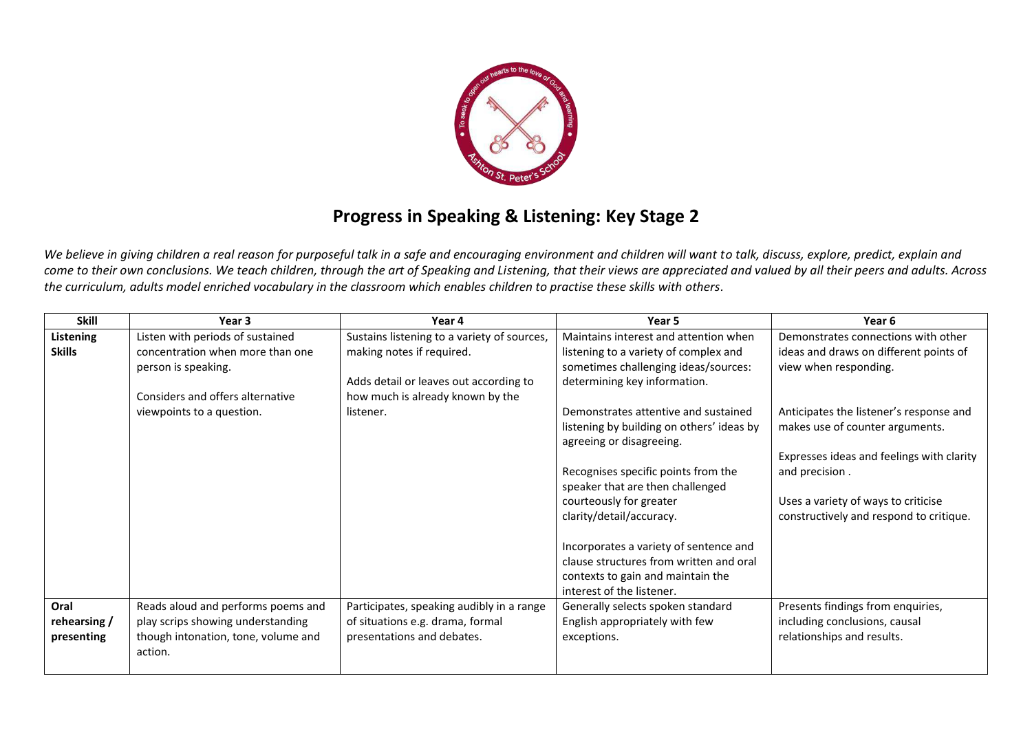# Progress in Speaking & Listening: Key Stage 2

*We believe in giving children a real reason for purposeful talk in a safe and encouraging environment and children will want to talk, discuss, explore, predict, explain and come to their own conclusions. We teach children, through the art of Speaking and Listening, that their views are appreciated and valued by all their peers and adults. Across the curriculum, adults model enriched vocabulary in the classroom which enables children to practise these skills with others.*

| Skill | Year 3 | Year 4 | Year 5 | Year 6 |
|---|---|---|---|---|
| **Listening Skills** | Listen with periods of sustained concentration when more than one person is speaking.<br><br>Considers and offers alternative viewpoints to a question. | Sustains listening to a variety of sources, making notes if required.<br><br>Adds detail or leaves out according to how much is already known by the listener. | Maintains interest and attention when listening to a variety of complex and sometimes challenging ideas/sources: determining key information.<br><br>Demonstrates attentive and sustained listening by building on others' ideas by agreeing or disagreeing.<br><br>Recognises specific points from the speaker that are then challenged courteously for greater clarity/detail/accuracy.<br><br>Incorporates a variety of sentence and clause structures from written and oral contexts to gain and maintain the interest of the listener. | Demonstrates connections with other ideas and draws on different points of view when responding.<br><br>Anticipates the listener's response and makes use of counter arguments.<br><br>Expresses ideas and feelings with clarity and precision .<br><br>Uses a variety of ways to criticise constructively and respond to critique. |
| **Oral rehearsing / presenting** | Reads aloud and performs poems and play scrips showing understanding though intonation, tone, volume and action. | Participates, speaking audibly in a range of situations e.g. drama, formal presentations and debates. | Generally selects spoken standard English appropriately with few exceptions. | Presents findings from enquiries, including conclusions, causal relationships and results. |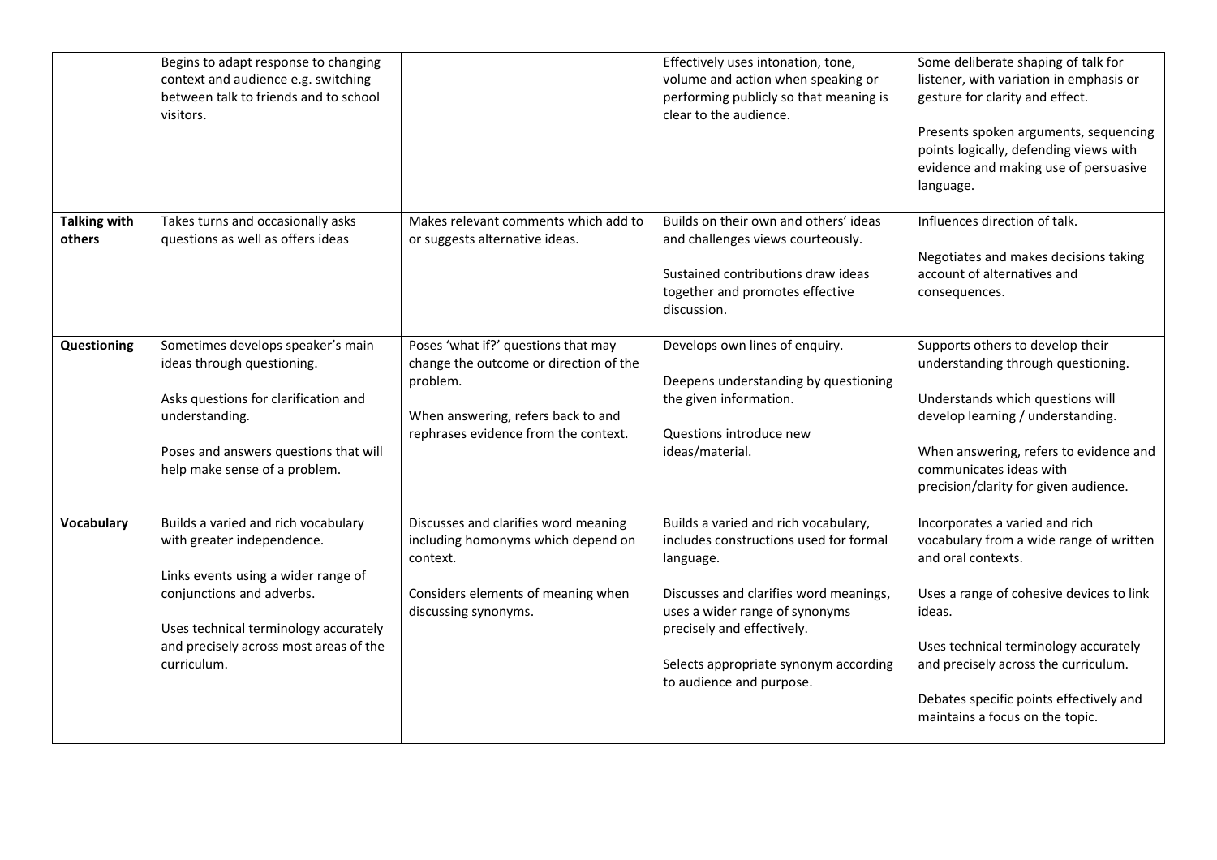| | | | | |
|---|---|---|---|---|
| | Begins to adapt response to changing context and audience e.g. switching between talk to friends and to school visitors. | | Effectively uses intonation, tone, volume and action when speaking or performing publicly so that meaning is clear to the audience. | Some deliberate shaping of talk for listener, with variation in emphasis or gesture for clarity and effect.<br><br>Presents spoken arguments, sequencing points logically, defending views with evidence and making use of persuasive language. |
| **Talking with others** | Takes turns and occasionally asks questions as well as offers ideas | Makes relevant comments which add to or suggests alternative ideas. | Builds on their own and others' ideas and challenges views courteously.<br><br>Sustained contributions draw ideas together and promotes effective discussion. | Influences direction of talk.<br><br>Negotiates and makes decisions taking account of alternatives and consequences. |
| **Questioning** | Sometimes develops speaker's main ideas through questioning.<br><br>Asks questions for clarification and understanding.<br><br>Poses and answers questions that will help make sense of a problem. | Poses 'what if?' questions that may change the outcome or direction of the problem.<br><br>When answering, refers back to and rephrases evidence from the context. | Develops own lines of enquiry.<br><br>Deepens understanding by questioning the given information.<br><br>Questions introduce new ideas/material. | Supports others to develop their understanding through questioning.<br><br>Understands which questions will develop learning / understanding.<br><br>When answering, refers to evidence and communicates ideas with precision/clarity for given audience. |
| **Vocabulary** | Builds a varied and rich vocabulary with greater independence.<br><br>Links events using a wider range of conjunctions and adverbs.<br><br>Uses technical terminology accurately and precisely across most areas of the curriculum. | Discusses and clarifies word meaning including homonyms which depend on context.<br><br>Considers elements of meaning when discussing synonyms. | Builds a varied and rich vocabulary, includes constructions used for formal language.<br><br>Discusses and clarifies word meanings, uses a wider range of synonyms precisely and effectively.<br><br>Selects appropriate synonym according to audience and purpose. | Incorporates a varied and rich vocabulary from a wide range of written and oral contexts.<br><br>Uses a range of cohesive devices to link ideas.<br><br>Uses technical terminology accurately and precisely across the curriculum.<br><br>Debates specific points effectively and maintains a focus on the topic. |